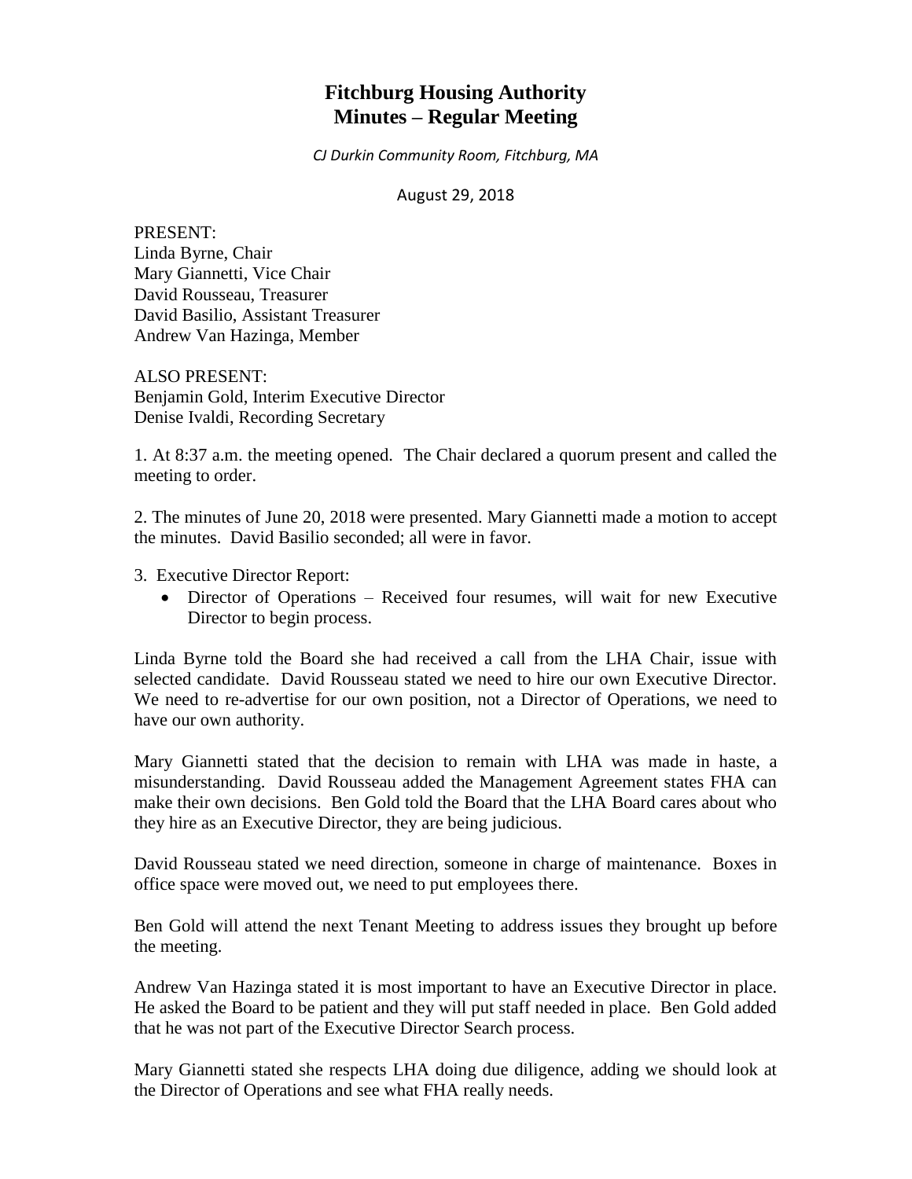# Fitchburg Housing Authority
# Minutes – Regular Meeting

*CJ Durkin Community Room, Fitchburg, MA*

August 29, 2018

PRESENT:
Linda Byrne, Chair
Mary Giannetti, Vice Chair
David Rousseau, Treasurer
David Basilio, Assistant Treasurer
Andrew Van Hazinga, Member

ALSO PRESENT:
Benjamin Gold, Interim Executive Director
Denise Ivaldi, Recording Secretary

1. At 8:37 a.m. the meeting opened. The Chair declared a quorum present and called the meeting to order.

2. The minutes of June 20, 2018 were presented. Mary Giannetti made a motion to accept the minutes. David Basilio seconded; all were in favor.

3. Executive Director Report:
   - Director of Operations – Received four resumes, will wait for new Executive Director to begin process.

Linda Byrne told the Board she had received a call from the LHA Chair, issue with selected candidate. David Rousseau stated we need to hire our own Executive Director. We need to re-advertise for our own position, not a Director of Operations, we need to have our own authority.

Mary Giannetti stated that the decision to remain with LHA was made in haste, a misunderstanding. David Rousseau added the Management Agreement states FHA can make their own decisions. Ben Gold told the Board that the LHA Board cares about who they hire as an Executive Director, they are being judicious.

David Rousseau stated we need direction, someone in charge of maintenance. Boxes in office space were moved out, we need to put employees there.

Ben Gold will attend the next Tenant Meeting to address issues they brought up before the meeting.

Andrew Van Hazinga stated it is most important to have an Executive Director in place. He asked the Board to be patient and they will put staff needed in place. Ben Gold added that he was not part of the Executive Director Search process.

Mary Giannetti stated she respects LHA doing due diligence, adding we should look at the Director of Operations and see what FHA really needs.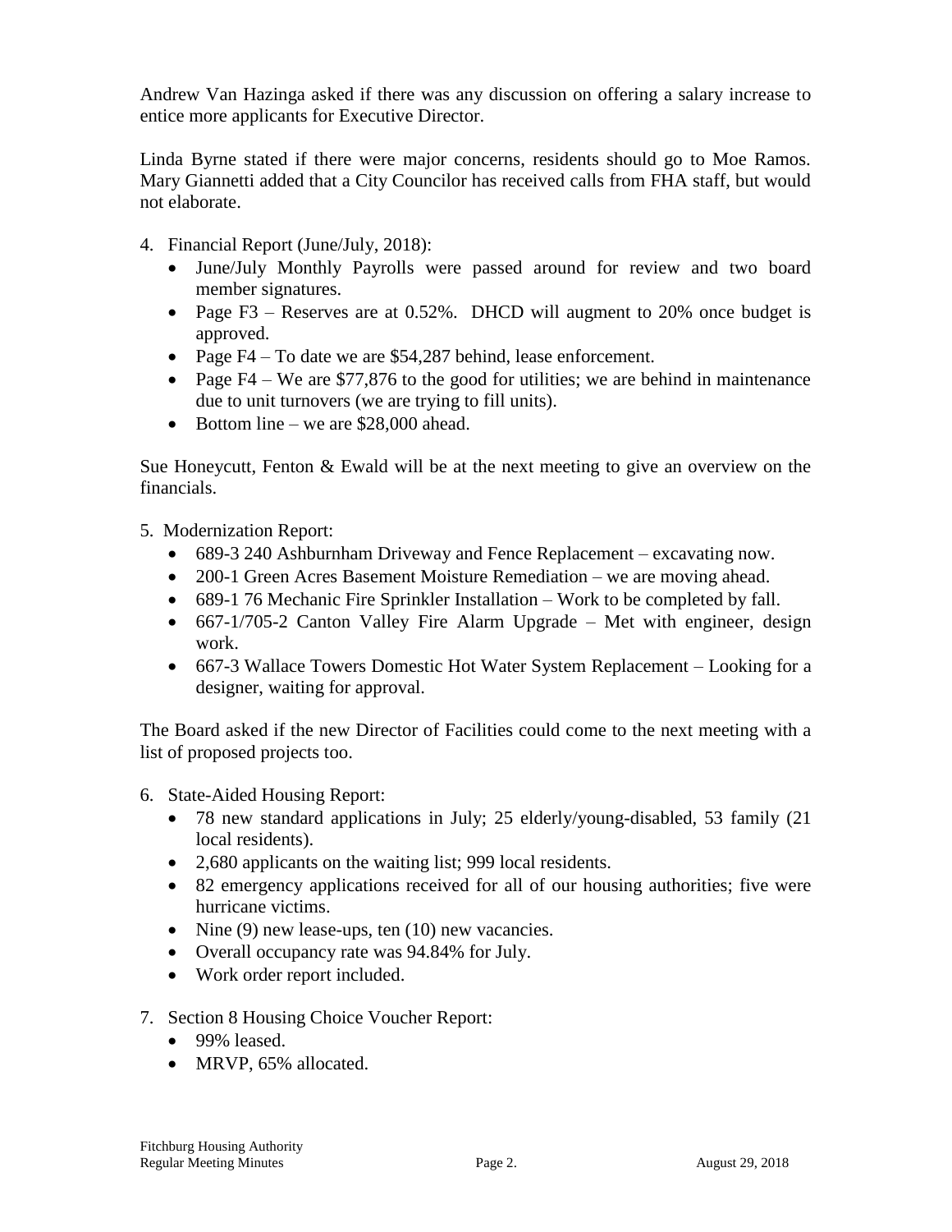Andrew Van Hazinga asked if there was any discussion on offering a salary increase to entice more applicants for Executive Director.

Linda Byrne stated if there were major concerns, residents should go to Moe Ramos. Mary Giannetti added that a City Councilor has received calls from FHA staff, but would not elaborate.

4. Financial Report (June/July, 2018):
   - June/July Monthly Payrolls were passed around for review and two board member signatures.
   - Page F3 – Reserves are at 0.52%. DHCD will augment to 20% once budget is approved.
   - Page F4 – To date we are $54,287 behind, lease enforcement.
   - Page F4 – We are $77,876 to the good for utilities; we are behind in maintenance due to unit turnovers (we are trying to fill units).
   - Bottom line – we are $28,000 ahead.

Sue Honeycutt, Fenton & Ewald will be at the next meeting to give an overview on the financials.

5. Modernization Report:
   - 689-3 240 Ashburnham Driveway and Fence Replacement – excavating now.
   - 200-1 Green Acres Basement Moisture Remediation – we are moving ahead.
   - 689-1 76 Mechanic Fire Sprinkler Installation – Work to be completed by fall.
   - 667-1/705-2 Canton Valley Fire Alarm Upgrade – Met with engineer, design work.
   - 667-3 Wallace Towers Domestic Hot Water System Replacement – Looking for a designer, waiting for approval.

The Board asked if the new Director of Facilities could come to the next meeting with a list of proposed projects too.

6. State-Aided Housing Report:
   - 78 new standard applications in July; 25 elderly/young-disabled, 53 family (21 local residents).
   - 2,680 applicants on the waiting list; 999 local residents.
   - 82 emergency applications received for all of our housing authorities; five were hurricane victims.
   - Nine (9) new lease-ups, ten (10) new vacancies.
   - Overall occupancy rate was 94.84% for July.
   - Work order report included.

7. Section 8 Housing Choice Voucher Report:
   - 99% leased.
   - MRVP, 65% allocated.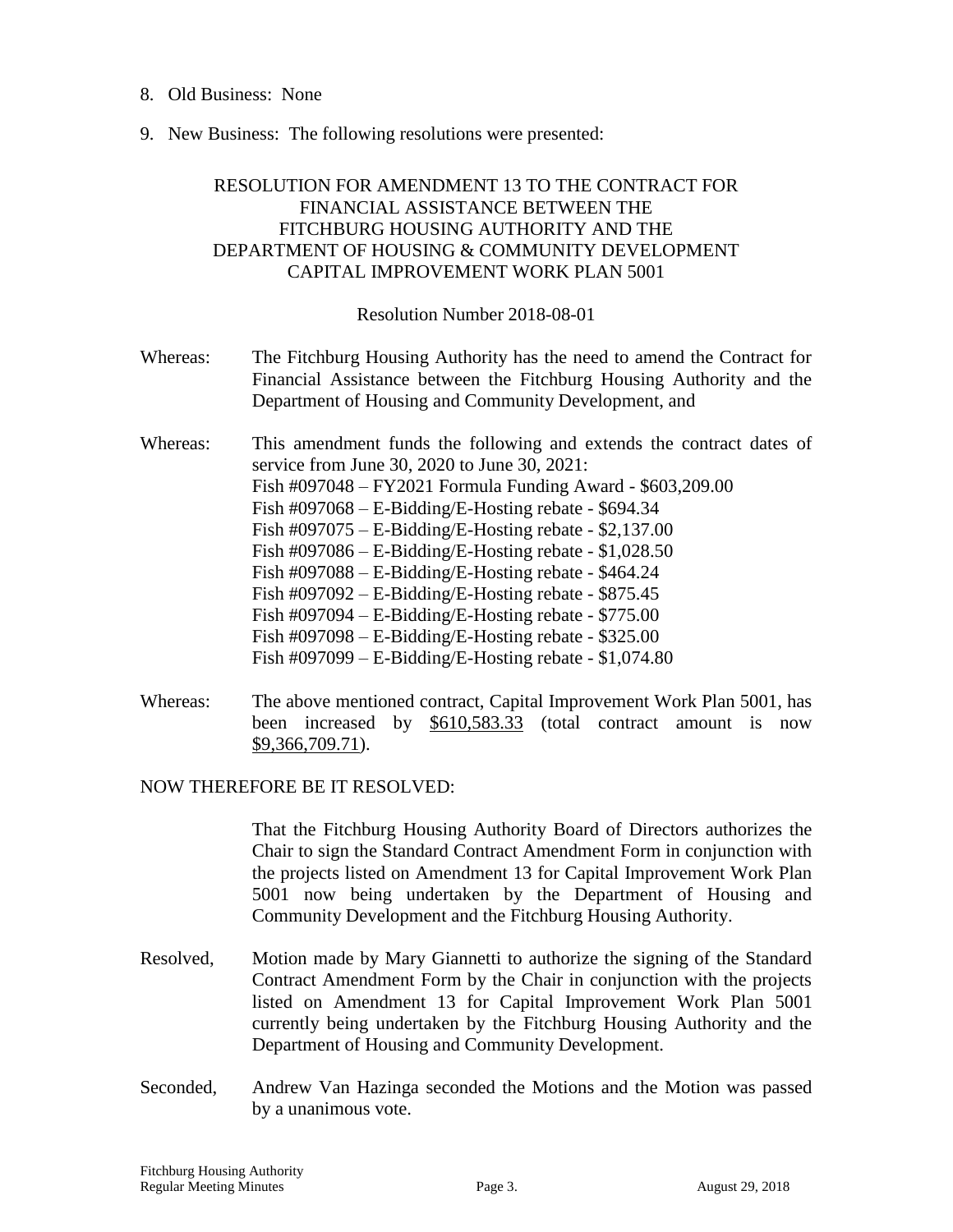8. Old Business: None

9. New Business: The following resolutions were presented:

### RESOLUTION FOR AMENDMENT 13 TO THE CONTRACT FOR FINANCIAL ASSISTANCE BETWEEN THE FITCHBURG HOUSING AUTHORITY AND THE DEPARTMENT OF HOUSING & COMMUNITY DEVELOPMENT CAPITAL IMPROVEMENT WORK PLAN 5001

Resolution Number 2018-08-01

Whereas: The Fitchburg Housing Authority has the need to amend the Contract for Financial Assistance between the Fitchburg Housing Authority and the Department of Housing and Community Development, and

Whereas: This amendment funds the following and extends the contract dates of service from June 30, 2020 to June 30, 2021:
Fish #097048 – FY2021 Formula Funding Award - $603,209.00
Fish #097068 – E-Bidding/E-Hosting rebate - $694.34
Fish #097075 – E-Bidding/E-Hosting rebate - $2,137.00
Fish #097086 – E-Bidding/E-Hosting rebate - $1,028.50
Fish #097088 – E-Bidding/E-Hosting rebate - $464.24
Fish #097092 – E-Bidding/E-Hosting rebate - $875.45
Fish #097094 – E-Bidding/E-Hosting rebate - $775.00
Fish #097098 – E-Bidding/E-Hosting rebate - $325.00
Fish #097099 – E-Bidding/E-Hosting rebate - $1,074.80

Whereas: The above mentioned contract, Capital Improvement Work Plan 5001, has been increased by $610,583.33 (total contract amount is now $9,366,709.71).

NOW THEREFORE BE IT RESOLVED:

That the Fitchburg Housing Authority Board of Directors authorizes the Chair to sign the Standard Contract Amendment Form in conjunction with the projects listed on Amendment 13 for Capital Improvement Work Plan 5001 now being undertaken by the Department of Housing and Community Development and the Fitchburg Housing Authority.

Resolved, Motion made by Mary Giannetti to authorize the signing of the Standard Contract Amendment Form by the Chair in conjunction with the projects listed on Amendment 13 for Capital Improvement Work Plan 5001 currently being undertaken by the Fitchburg Housing Authority and the Department of Housing and Community Development.

Seconded, Andrew Van Hazinga seconded the Motions and the Motion was passed by a unanimous vote.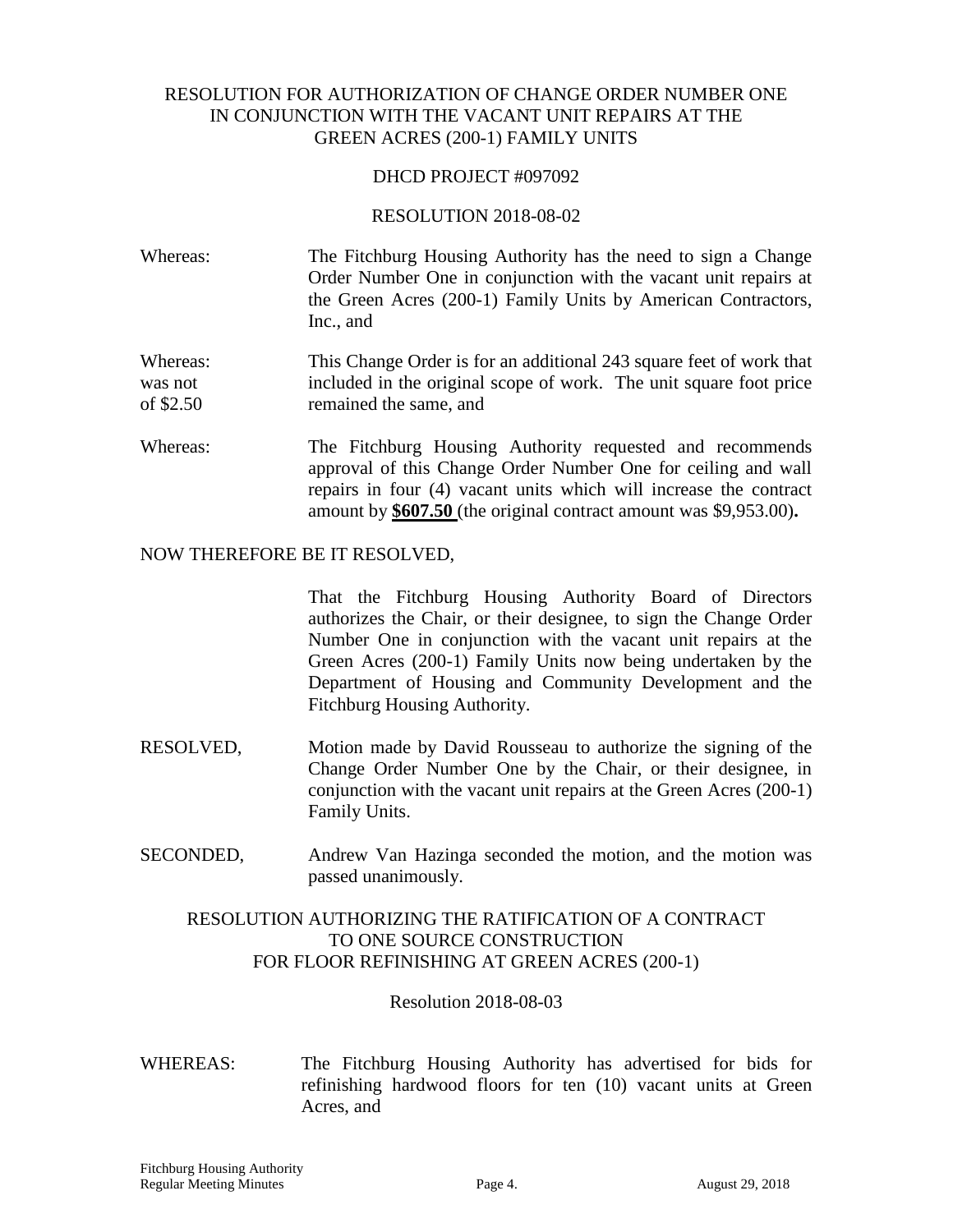RESOLUTION FOR AUTHORIZATION OF CHANGE ORDER NUMBER ONE IN CONJUNCTION WITH THE VACANT UNIT REPAIRS AT THE GREEN ACRES (200-1) FAMILY UNITS

DHCD PROJECT #097092

RESOLUTION 2018-08-02

Whereas: The Fitchburg Housing Authority has the need to sign a Change Order Number One in conjunction with the vacant unit repairs at the Green Acres (200-1) Family Units by American Contractors, Inc., and

Whereas: This Change Order is for an additional 243 square feet of work that was not included in the original scope of work. The unit square foot price of $2.50 remained the same, and

Whereas: The Fitchburg Housing Authority requested and recommends approval of this Change Order Number One for ceiling and wall repairs in four (4) vacant units which will increase the contract amount by **$607.50** (the original contract amount was $9,953.00)**.**

NOW THEREFORE BE IT RESOLVED,

That the Fitchburg Housing Authority Board of Directors authorizes the Chair, or their designee, to sign the Change Order Number One in conjunction with the vacant unit repairs at the Green Acres (200-1) Family Units now being undertaken by the Department of Housing and Community Development and the Fitchburg Housing Authority.

RESOLVED, Motion made by David Rousseau to authorize the signing of the Change Order Number One by the Chair, or their designee, in conjunction with the vacant unit repairs at the Green Acres (200-1) Family Units.

SECONDED, Andrew Van Hazinga seconded the motion, and the motion was passed unanimously.

RESOLUTION AUTHORIZING THE RATIFICATION OF A CONTRACT TO ONE SOURCE CONSTRUCTION FOR FLOOR REFINISHING AT GREEN ACRES (200-1)

Resolution 2018-08-03

WHEREAS: The Fitchburg Housing Authority has advertised for bids for refinishing hardwood floors for ten (10) vacant units at Green Acres, and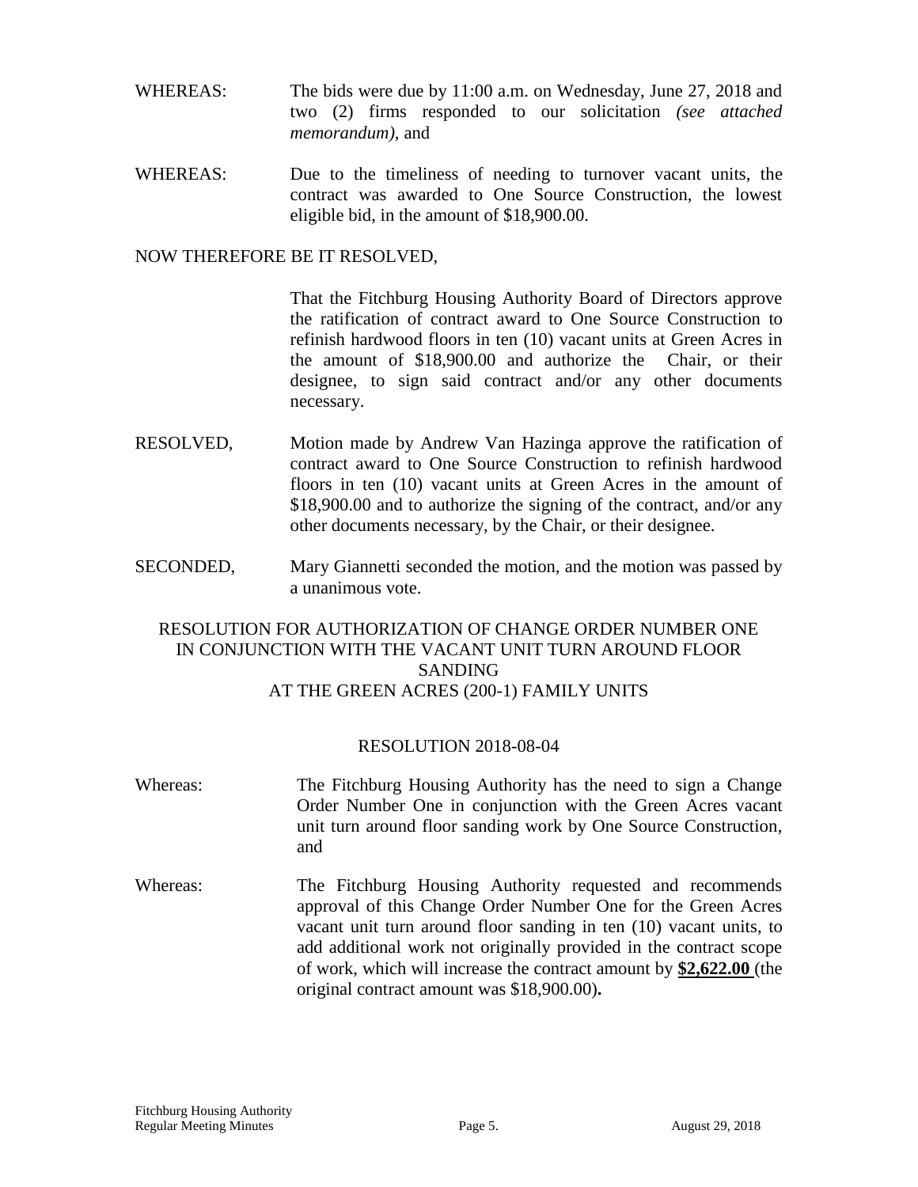WHEREAS: The bids were due by 11:00 a.m. on Wednesday, June 27, 2018 and two (2) firms responded to our solicitation *(see attached memorandum)*, and

WHEREAS: Due to the timeliness of needing to turnover vacant units, the contract was awarded to One Source Construction, the lowest eligible bid, in the amount of $18,900.00.

NOW THEREFORE BE IT RESOLVED,

That the Fitchburg Housing Authority Board of Directors approve the ratification of contract award to One Source Construction to refinish hardwood floors in ten (10) vacant units at Green Acres in the amount of $18,900.00 and authorize the Chair, or their designee, to sign said contract and/or any other documents necessary.

RESOLVED, Motion made by Andrew Van Hazinga approve the ratification of contract award to One Source Construction to refinish hardwood floors in ten (10) vacant units at Green Acres in the amount of $18,900.00 and to authorize the signing of the contract, and/or any other documents necessary, by the Chair, or their designee.

SECONDED, Mary Giannetti seconded the motion, and the motion was passed by a unanimous vote.

## RESOLUTION FOR AUTHORIZATION OF CHANGE ORDER NUMBER ONE IN CONJUNCTION WITH THE VACANT UNIT TURN AROUND FLOOR SANDING AT THE GREEN ACRES (200-1) FAMILY UNITS

### RESOLUTION 2018-08-04

Whereas: The Fitchburg Housing Authority has the need to sign a Change Order Number One in conjunction with the Green Acres vacant unit turn around floor sanding work by One Source Construction, and

Whereas: The Fitchburg Housing Authority requested and recommends approval of this Change Order Number One for the Green Acres vacant unit turn around floor sanding in ten (10) vacant units, to add additional work not originally provided in the contract scope of work, which will increase the contract amount by **$2,622.00** (the original contract amount was $18,900.00)**.**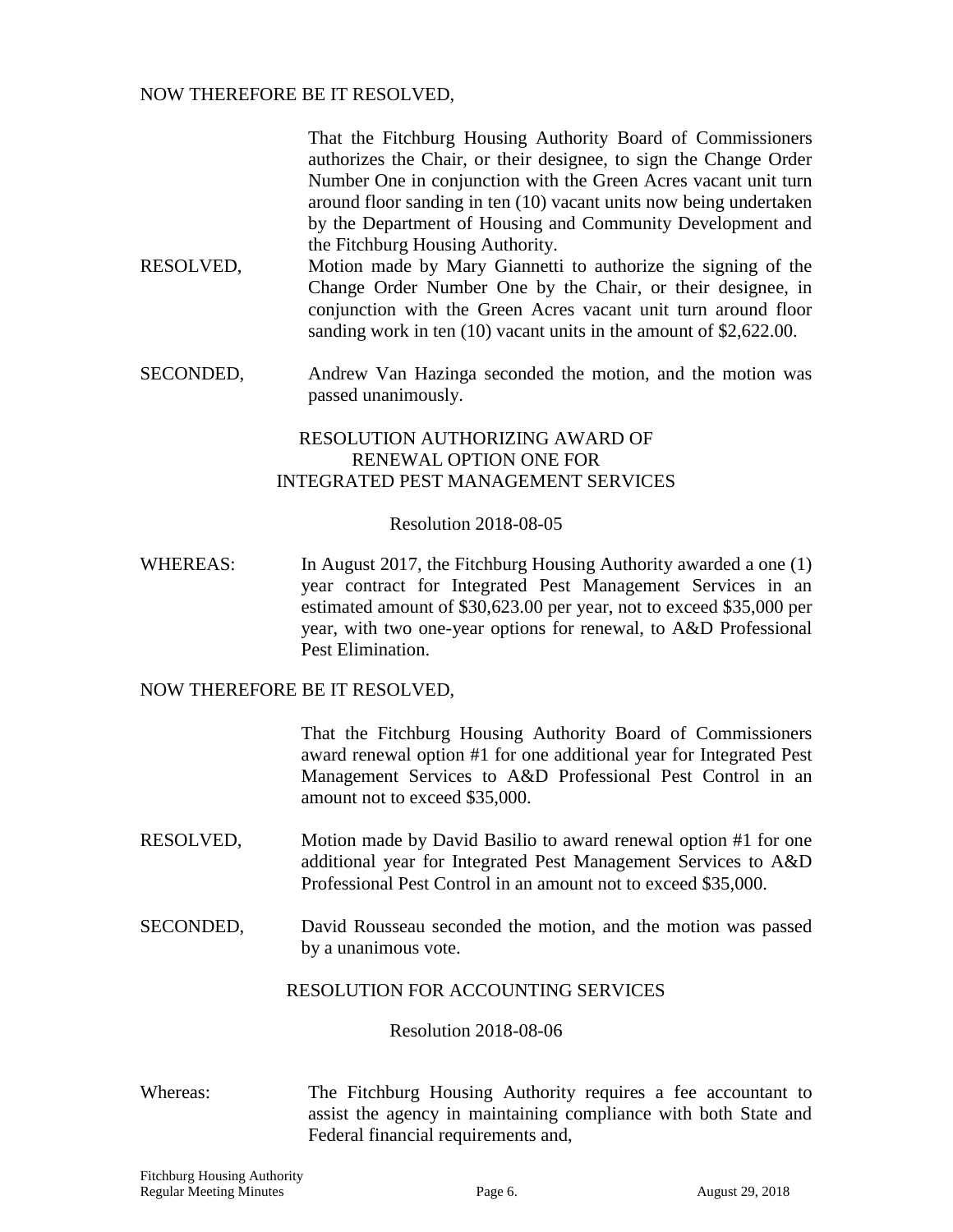NOW THEREFORE BE IT RESOLVED,

That the Fitchburg Housing Authority Board of Commissioners authorizes the Chair, or their designee, to sign the Change Order Number One in conjunction with the Green Acres vacant unit turn around floor sanding in ten (10) vacant units now being undertaken by the Department of Housing and Community Development and the Fitchburg Housing Authority.

RESOLVED, Motion made by Mary Giannetti to authorize the signing of the Change Order Number One by the Chair, or their designee, in conjunction with the Green Acres vacant unit turn around floor sanding work in ten (10) vacant units in the amount of $2,622.00.

SECONDED, Andrew Van Hazinga seconded the motion, and the motion was passed unanimously.

RESOLUTION AUTHORIZING AWARD OF
RENEWAL OPTION ONE FOR
INTEGRATED PEST MANAGEMENT SERVICES

Resolution 2018-08-05

WHEREAS: In August 2017, the Fitchburg Housing Authority awarded a one (1) year contract for Integrated Pest Management Services in an estimated amount of $30,623.00 per year, not to exceed $35,000 per year, with two one-year options for renewal, to A&D Professional Pest Elimination.

NOW THEREFORE BE IT RESOLVED,

That the Fitchburg Housing Authority Board of Commissioners award renewal option #1 for one additional year for Integrated Pest Management Services to A&D Professional Pest Control in an amount not to exceed $35,000.

RESOLVED, Motion made by David Basilio to award renewal option #1 for one additional year for Integrated Pest Management Services to A&D Professional Pest Control in an amount not to exceed $35,000.

SECONDED, David Rousseau seconded the motion, and the motion was passed by a unanimous vote.

RESOLUTION FOR ACCOUNTING SERVICES

Resolution 2018-08-06

Whereas: The Fitchburg Housing Authority requires a fee accountant to assist the agency in maintaining compliance with both State and Federal financial requirements and,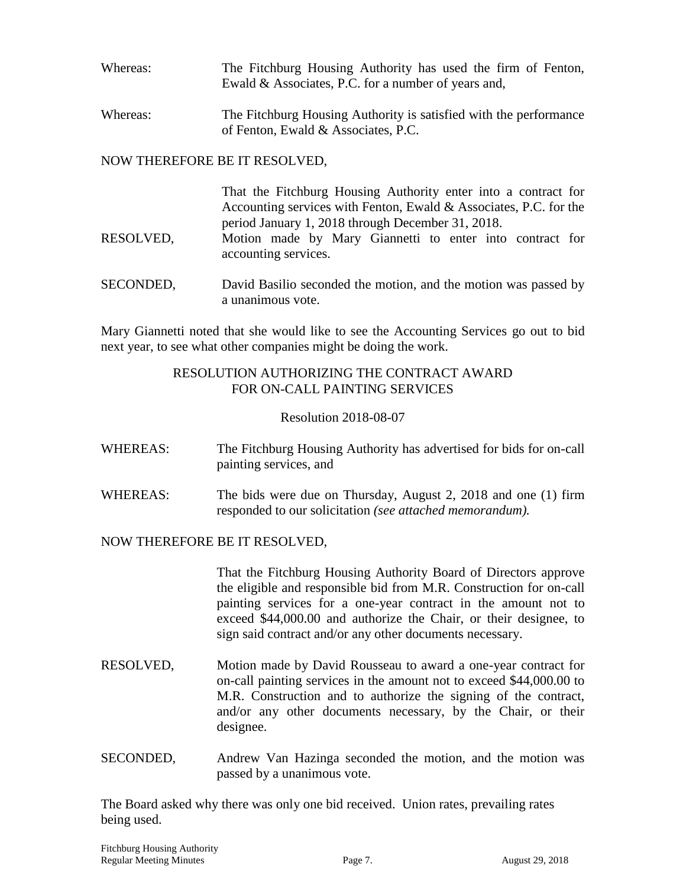Whereas: The Fitchburg Housing Authority has used the firm of Fenton, Ewald & Associates, P.C. for a number of years and,

Whereas: The Fitchburg Housing Authority is satisfied with the performance of Fenton, Ewald & Associates, P.C.

NOW THEREFORE BE IT RESOLVED,

That the Fitchburg Housing Authority enter into a contract for Accounting services with Fenton, Ewald & Associates, P.C. for the period January 1, 2018 through December 31, 2018.

RESOLVED, Motion made by Mary Giannetti to enter into contract for accounting services.

SECONDED, David Basilio seconded the motion, and the motion was passed by a unanimous vote.

Mary Giannetti noted that she would like to see the Accounting Services go out to bid next year, to see what other companies might be doing the work.

RESOLUTION AUTHORIZING THE CONTRACT AWARD FOR ON-CALL PAINTING SERVICES

Resolution 2018-08-07

WHEREAS: The Fitchburg Housing Authority has advertised for bids for on-call painting services, and

WHEREAS: The bids were due on Thursday, August 2, 2018 and one (1) firm responded to our solicitation *(see attached memorandum).*

NOW THEREFORE BE IT RESOLVED,

That the Fitchburg Housing Authority Board of Directors approve the eligible and responsible bid from M.R. Construction for on-call painting services for a one-year contract in the amount not to exceed $44,000.00 and authorize the Chair, or their designee, to sign said contract and/or any other documents necessary.

RESOLVED, Motion made by David Rousseau to award a one-year contract for on-call painting services in the amount not to exceed $44,000.00 to M.R. Construction and to authorize the signing of the contract, and/or any other documents necessary, by the Chair, or their designee.

SECONDED, Andrew Van Hazinga seconded the motion, and the motion was passed by a unanimous vote.

The Board asked why there was only one bid received. Union rates, prevailing rates being used.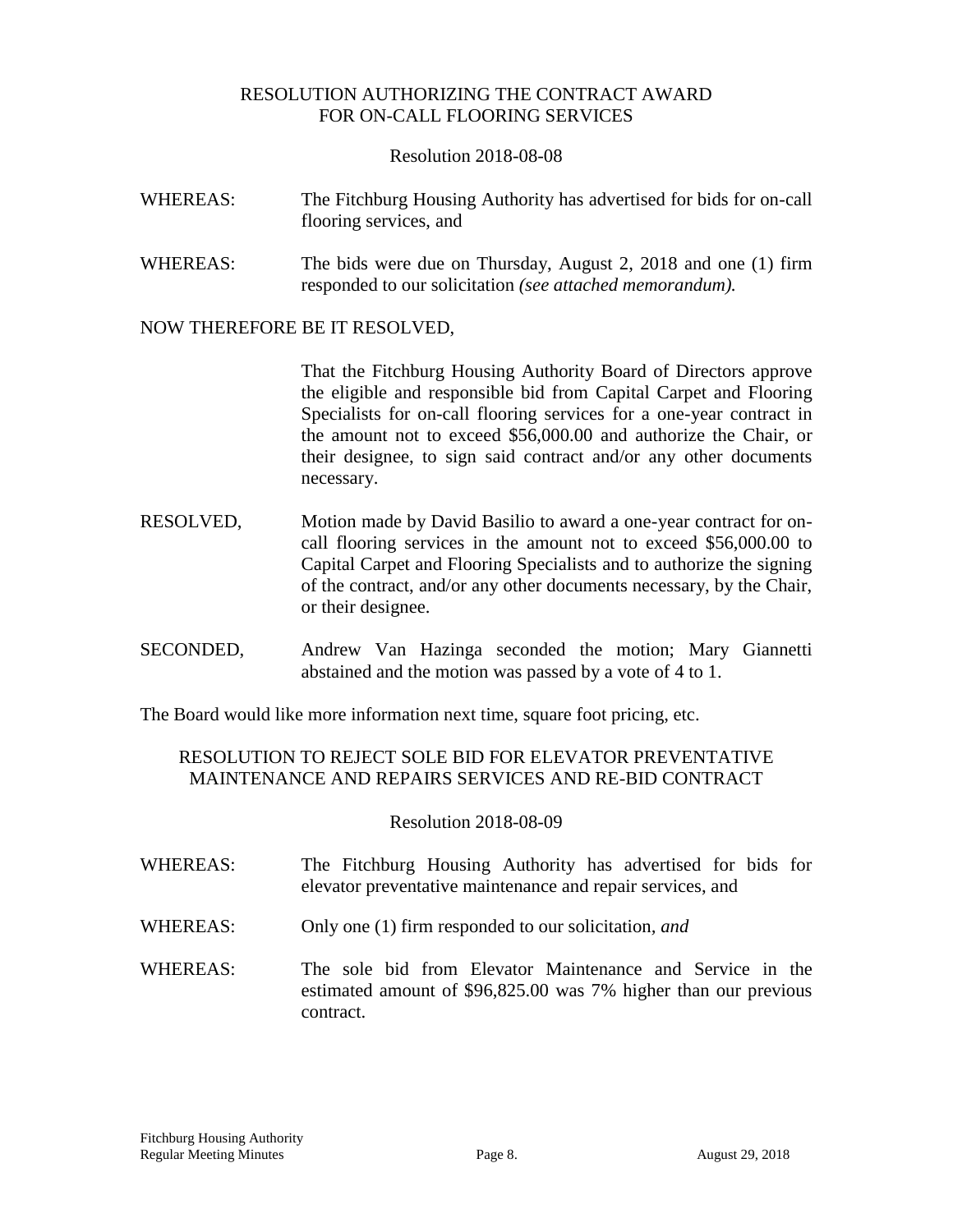## RESOLUTION AUTHORIZING THE CONTRACT AWARD FOR ON-CALL FLOORING SERVICES

Resolution 2018-08-08

WHEREAS: The Fitchburg Housing Authority has advertised for bids for on-call flooring services, and

WHEREAS: The bids were due on Thursday, August 2, 2018 and one (1) firm responded to our solicitation *(see attached memorandum).*

NOW THEREFORE BE IT RESOLVED,

That the Fitchburg Housing Authority Board of Directors approve the eligible and responsible bid from Capital Carpet and Flooring Specialists for on-call flooring services for a one-year contract in the amount not to exceed $56,000.00 and authorize the Chair, or their designee, to sign said contract and/or any other documents necessary.

RESOLVED, Motion made by David Basilio to award a one-year contract for on-call flooring services in the amount not to exceed $56,000.00 to Capital Carpet and Flooring Specialists and to authorize the signing of the contract, and/or any other documents necessary, by the Chair, or their designee.

SECONDED, Andrew Van Hazinga seconded the motion; Mary Giannetti abstained and the motion was passed by a vote of 4 to 1.

The Board would like more information next time, square foot pricing, etc.

## RESOLUTION TO REJECT SOLE BID FOR ELEVATOR PREVENTATIVE MAINTENANCE AND REPAIRS SERVICES AND RE-BID CONTRACT

Resolution 2018-08-09

WHEREAS: The Fitchburg Housing Authority has advertised for bids for elevator preventative maintenance and repair services, and

WHEREAS: Only one (1) firm responded to our solicitation, *and*

WHEREAS: The sole bid from Elevator Maintenance and Service in the estimated amount of $96,825.00 was 7% higher than our previous contract.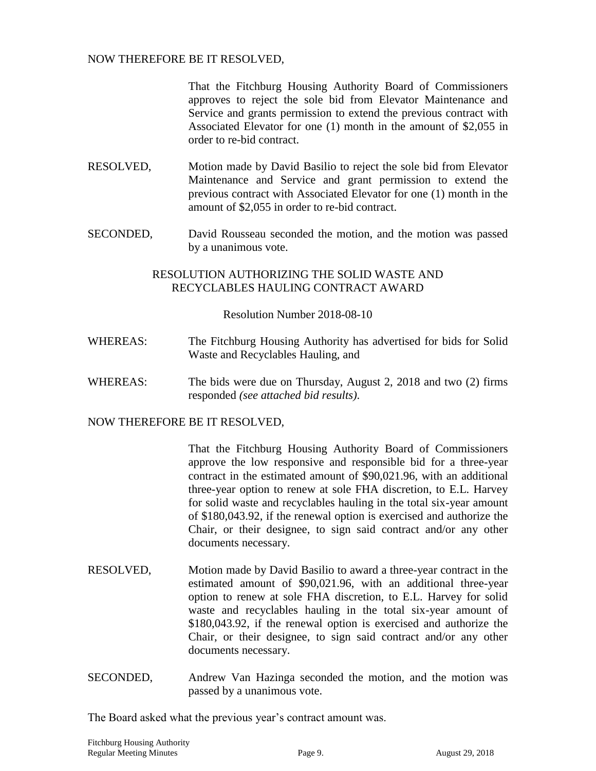NOW THEREFORE BE IT RESOLVED,

That the Fitchburg Housing Authority Board of Commissioners approves to reject the sole bid from Elevator Maintenance and Service and grants permission to extend the previous contract with Associated Elevator for one (1) month in the amount of $2,055 in order to re-bid contract.

RESOLVED, Motion made by David Basilio to reject the sole bid from Elevator Maintenance and Service and grant permission to extend the previous contract with Associated Elevator for one (1) month in the amount of $2,055 in order to re-bid contract.

SECONDED, David Rousseau seconded the motion, and the motion was passed by a unanimous vote.

## RESOLUTION AUTHORIZING THE SOLID WASTE AND RECYCLABLES HAULING CONTRACT AWARD

Resolution Number 2018-08-10

WHEREAS: The Fitchburg Housing Authority has advertised for bids for Solid Waste and Recyclables Hauling, and

WHEREAS: The bids were due on Thursday, August 2, 2018 and two (2) firms responded *(see attached bid results)*.

NOW THEREFORE BE IT RESOLVED,

That the Fitchburg Housing Authority Board of Commissioners approve the low responsive and responsible bid for a three-year contract in the estimated amount of $90,021.96, with an additional three-year option to renew at sole FHA discretion, to E.L. Harvey for solid waste and recyclables hauling in the total six-year amount of $180,043.92, if the renewal option is exercised and authorize the Chair, or their designee, to sign said contract and/or any other documents necessary.

RESOLVED, Motion made by David Basilio to award a three-year contract in the estimated amount of $90,021.96, with an additional three-year option to renew at sole FHA discretion, to E.L. Harvey for solid waste and recyclables hauling in the total six-year amount of $180,043.92, if the renewal option is exercised and authorize the Chair, or their designee, to sign said contract and/or any other documents necessary.

SECONDED, Andrew Van Hazinga seconded the motion, and the motion was passed by a unanimous vote.

The Board asked what the previous year's contract amount was.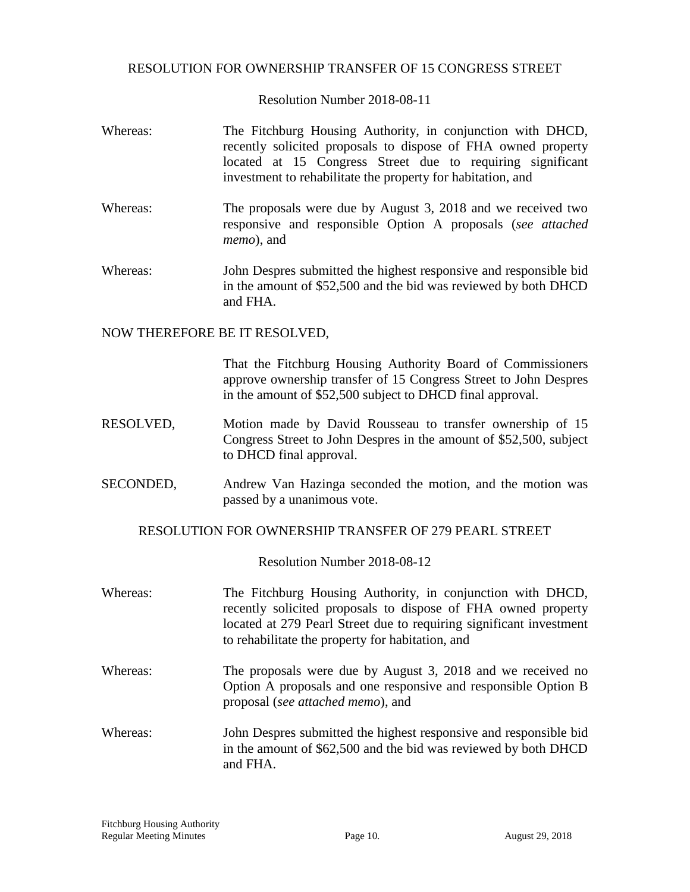RESOLUTION FOR OWNERSHIP TRANSFER OF 15 CONGRESS STREET

Resolution Number 2018-08-11

Whereas: The Fitchburg Housing Authority, in conjunction with DHCD, recently solicited proposals to dispose of FHA owned property located at 15 Congress Street due to requiring significant investment to rehabilitate the property for habitation, and

Whereas: The proposals were due by August 3, 2018 and we received two responsive and responsible Option A proposals (*see attached memo*), and

Whereas: John Despres submitted the highest responsive and responsible bid in the amount of $52,500 and the bid was reviewed by both DHCD and FHA.

NOW THEREFORE BE IT RESOLVED,

That the Fitchburg Housing Authority Board of Commissioners approve ownership transfer of 15 Congress Street to John Despres in the amount of $52,500 subject to DHCD final approval.

RESOLVED, Motion made by David Rousseau to transfer ownership of 15 Congress Street to John Despres in the amount of $52,500, subject to DHCD final approval.

SECONDED, Andrew Van Hazinga seconded the motion, and the motion was passed by a unanimous vote.

RESOLUTION FOR OWNERSHIP TRANSFER OF 279 PEARL STREET

Resolution Number 2018-08-12

Whereas: The Fitchburg Housing Authority, in conjunction with DHCD, recently solicited proposals to dispose of FHA owned property located at 279 Pearl Street due to requiring significant investment to rehabilitate the property for habitation, and

Whereas: The proposals were due by August 3, 2018 and we received no Option A proposals and one responsive and responsible Option B proposal (*see attached memo*), and

Whereas: John Despres submitted the highest responsive and responsible bid in the amount of $62,500 and the bid was reviewed by both DHCD and FHA.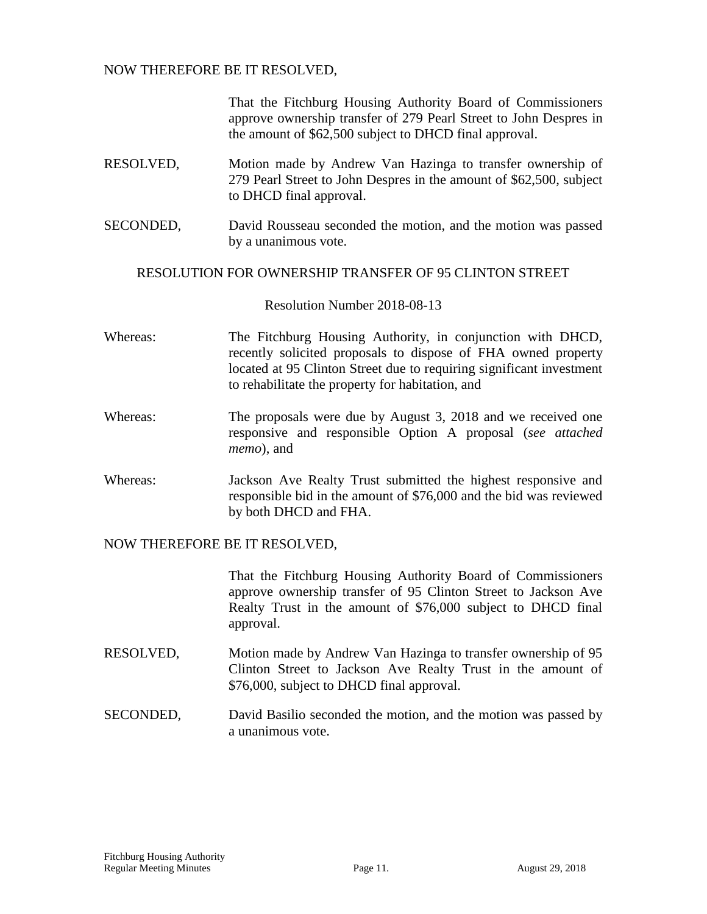NOW THEREFORE BE IT RESOLVED,

That the Fitchburg Housing Authority Board of Commissioners approve ownership transfer of 279 Pearl Street to John Despres in the amount of $62,500 subject to DHCD final approval.

RESOLVED, Motion made by Andrew Van Hazinga to transfer ownership of 279 Pearl Street to John Despres in the amount of $62,500, subject to DHCD final approval.

SECONDED, David Rousseau seconded the motion, and the motion was passed by a unanimous vote.

RESOLUTION FOR OWNERSHIP TRANSFER OF 95 CLINTON STREET

Resolution Number 2018-08-13

Whereas: The Fitchburg Housing Authority, in conjunction with DHCD, recently solicited proposals to dispose of FHA owned property located at 95 Clinton Street due to requiring significant investment to rehabilitate the property for habitation, and

Whereas: The proposals were due by August 3, 2018 and we received one responsive and responsible Option A proposal (*see attached memo*), and

Whereas: Jackson Ave Realty Trust submitted the highest responsive and responsible bid in the amount of $76,000 and the bid was reviewed by both DHCD and FHA.

NOW THEREFORE BE IT RESOLVED,

That the Fitchburg Housing Authority Board of Commissioners approve ownership transfer of 95 Clinton Street to Jackson Ave Realty Trust in the amount of $76,000 subject to DHCD final approval.

RESOLVED, Motion made by Andrew Van Hazinga to transfer ownership of 95 Clinton Street to Jackson Ave Realty Trust in the amount of $76,000, subject to DHCD final approval.

SECONDED, David Basilio seconded the motion, and the motion was passed by a unanimous vote.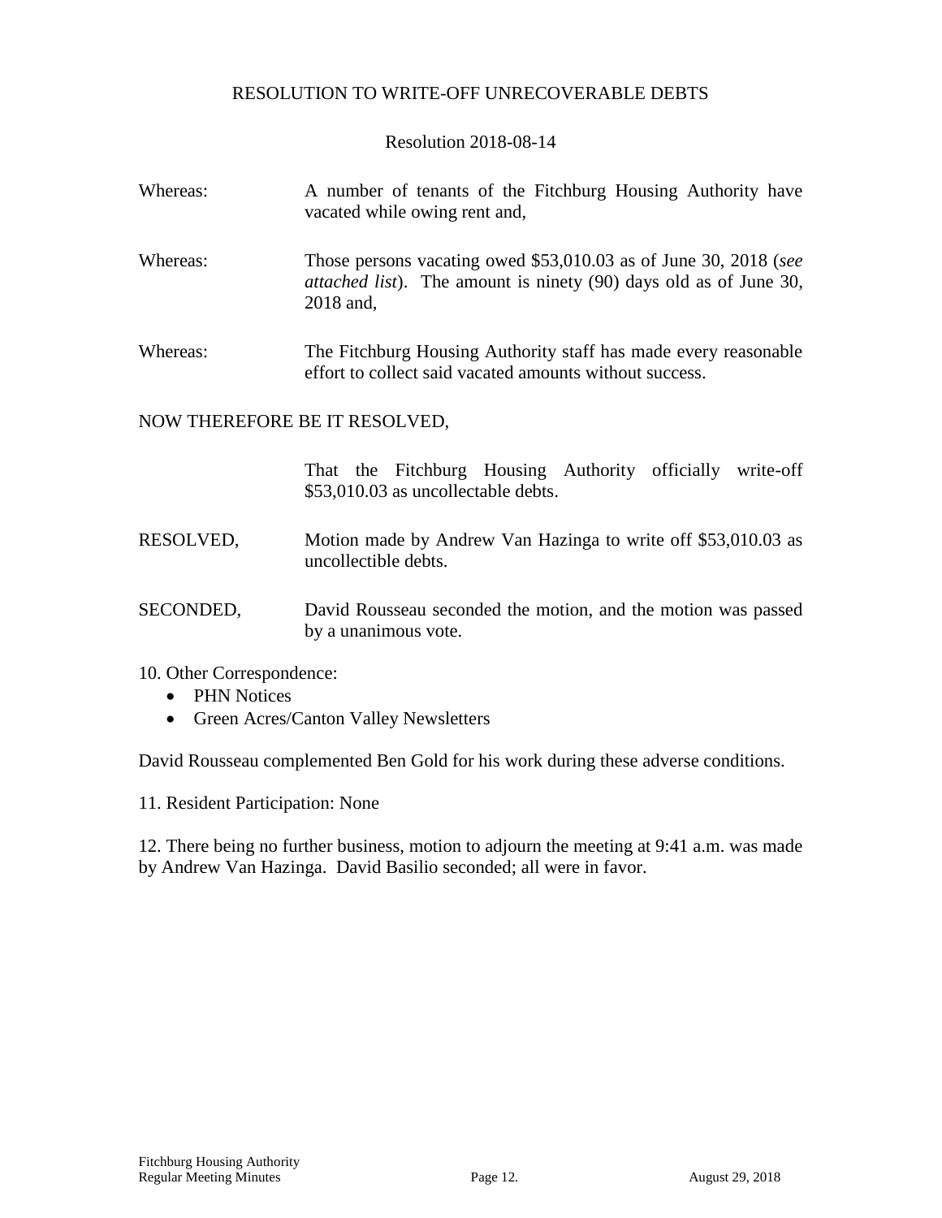RESOLUTION TO WRITE-OFF UNRECOVERABLE DEBTS

Resolution 2018-08-14

Whereas: A number of tenants of the Fitchburg Housing Authority have vacated while owing rent and,

Whereas: Those persons vacating owed $53,010.03 as of June 30, 2018 (*see attached list*). The amount is ninety (90) days old as of June 30, 2018 and,

Whereas: The Fitchburg Housing Authority staff has made every reasonable effort to collect said vacated amounts without success.

NOW THEREFORE BE IT RESOLVED,

That the Fitchburg Housing Authority officially write-off $53,010.03 as uncollectable debts.

RESOLVED, Motion made by Andrew Van Hazinga to write off $53,010.03 as uncollectible debts.

SECONDED, David Rousseau seconded the motion, and the motion was passed by a unanimous vote.

10. Other Correspondence:

- PHN Notices
- Green Acres/Canton Valley Newsletters

David Rousseau complemented Ben Gold for his work during these adverse conditions.

11. Resident Participation: None

12. There being no further business, motion to adjourn the meeting at 9:41 a.m. was made by Andrew Van Hazinga. David Basilio seconded; all were in favor.